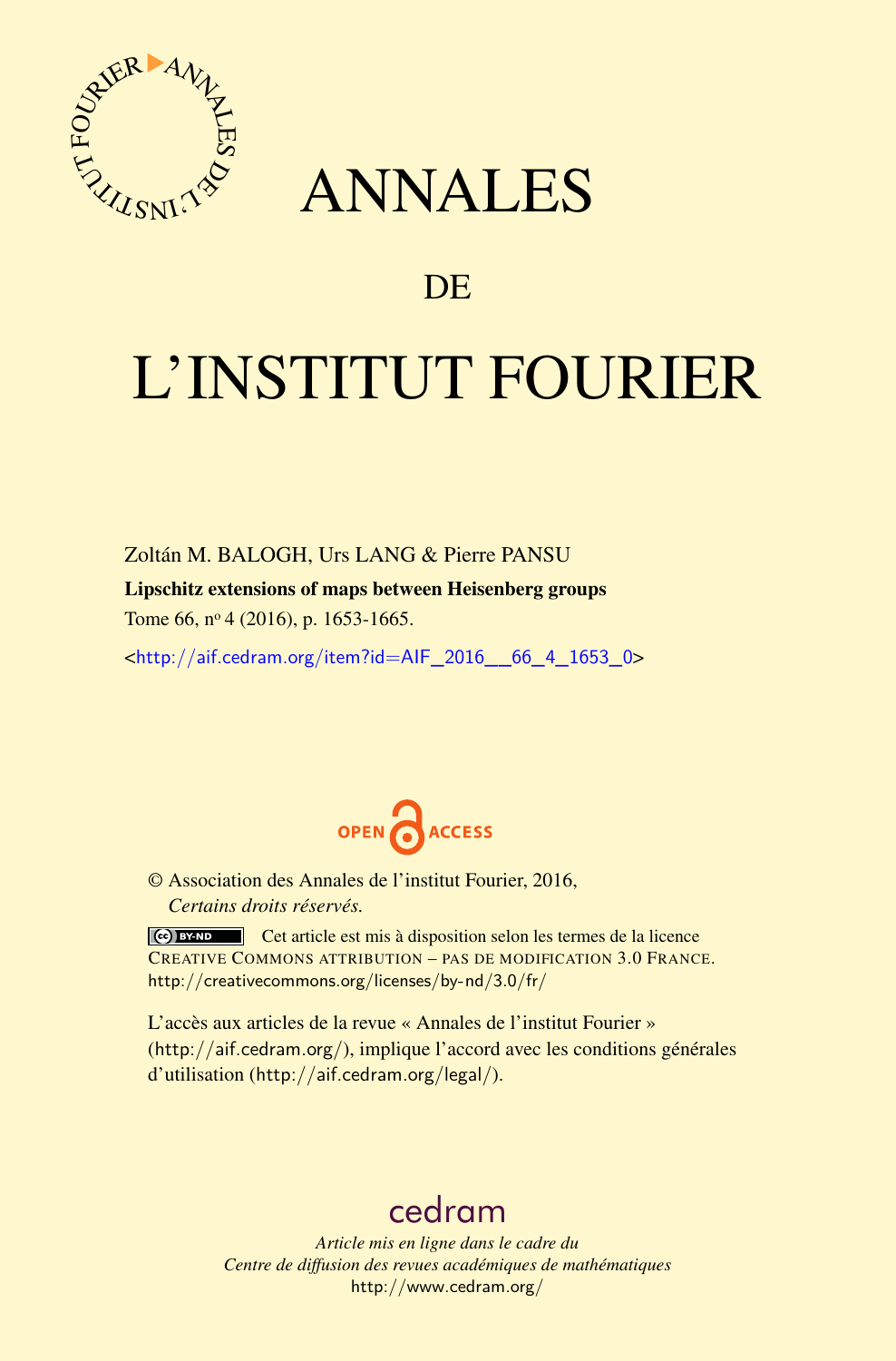# ANNALES

## DE

# L'INSTITUT FOURIER

Zoltán M. BALOGH, Urs LANG & Pierre PANSU

**Lipschitz extensions of maps between Heisenberg groups**

Tome 66, nº 4 (2016), p. 1653-1665.

<http://aif.cedram.org/item?id=AIF_2016__66_4_1653_0>

OPEN ACCESS

© Association des Annales de l'institut Fourier, 2016,
*Certains droits réservés.*

Cet article est mis à disposition selon les termes de la licence CREATIVE COMMONS ATTRIBUTION – PAS DE MODIFICATION 3.0 FRANCE.
http://creativecommons.org/licenses/by-nd/3.0/fr/

L'accès aux articles de la revue « Annales de l'institut Fourier » (http://aif.cedram.org/), implique l'accord avec les conditions générales d'utilisation (http://aif.cedram.org/legal/).

cedram

*Article mis en ligne dans le cadre du*
*Centre de diffusion des revues académiques de mathématiques*
http://www.cedram.org/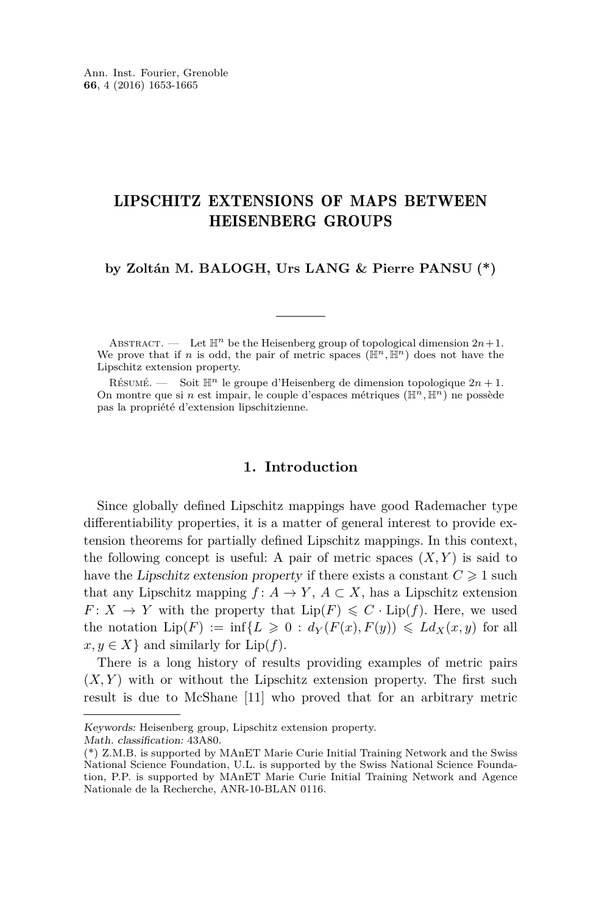# LIPSCHITZ EXTENSIONS OF MAPS BETWEEN HEISENBERG GROUPS

**by Zoltán M. BALOGH, Urs LANG & Pierre PANSU (\*)**

Abstract. — Let $\mathbb{H}^n$ be the Heisenberg group of topological dimension $2n+1$. We prove that if $n$ is odd, the pair of metric spaces $(\mathbb{H}^n, \mathbb{H}^n)$ does not have the Lipschitz extension property.

Résumé. — Soit $\mathbb{H}^n$ le groupe d'Heisenberg de dimension topologique $2n+1$. On montre que si $n$ est impair, le couple d'espaces métriques $(\mathbb{H}^n, \mathbb{H}^n)$ ne possède pas la propriété d'extension lipschitzienne.

## 1. Introduction

Since globally defined Lipschitz mappings have good Rademacher type differentiability properties, it is a matter of general interest to provide extension theorems for partially defined Lipschitz mappings. In this context, the following concept is useful: A pair of metric spaces $(X, Y)$ is said to have the *Lipschitz extension property* if there exists a constant $C \geqslant 1$ such that any Lipschitz mapping $f\colon A \to Y$, $A \subset X$, has a Lipschitz extension $F\colon X \to Y$ with the property that $\mathrm{Lip}(F) \leqslant C \cdot \mathrm{Lip}(f)$. Here, we used the notation $\mathrm{Lip}(F) := \inf\{L \geqslant 0 : d_Y(F(x), F(y)) \leqslant L d_X(x, y)$ for all $x, y \in X\}$ and similarly for $\mathrm{Lip}(f)$.

There is a long history of results providing examples of metric pairs $(X, Y)$ with or without the Lipschitz extension property. The first such result is due to McShane [11] who proved that for an arbitrary metric

*Keywords:* Heisenberg group, Lipschitz extension property.
*Math. classification:* 43A80.
(\*) Z.M.B. is supported by MAnET Marie Curie Initial Training Network and the Swiss National Science Foundation, U.L. is supported by the Swiss National Science Foundation, P.P. is supported by MAnET Marie Curie Initial Training Network and Agence Nationale de la Recherche, ANR-10-BLAN 0116.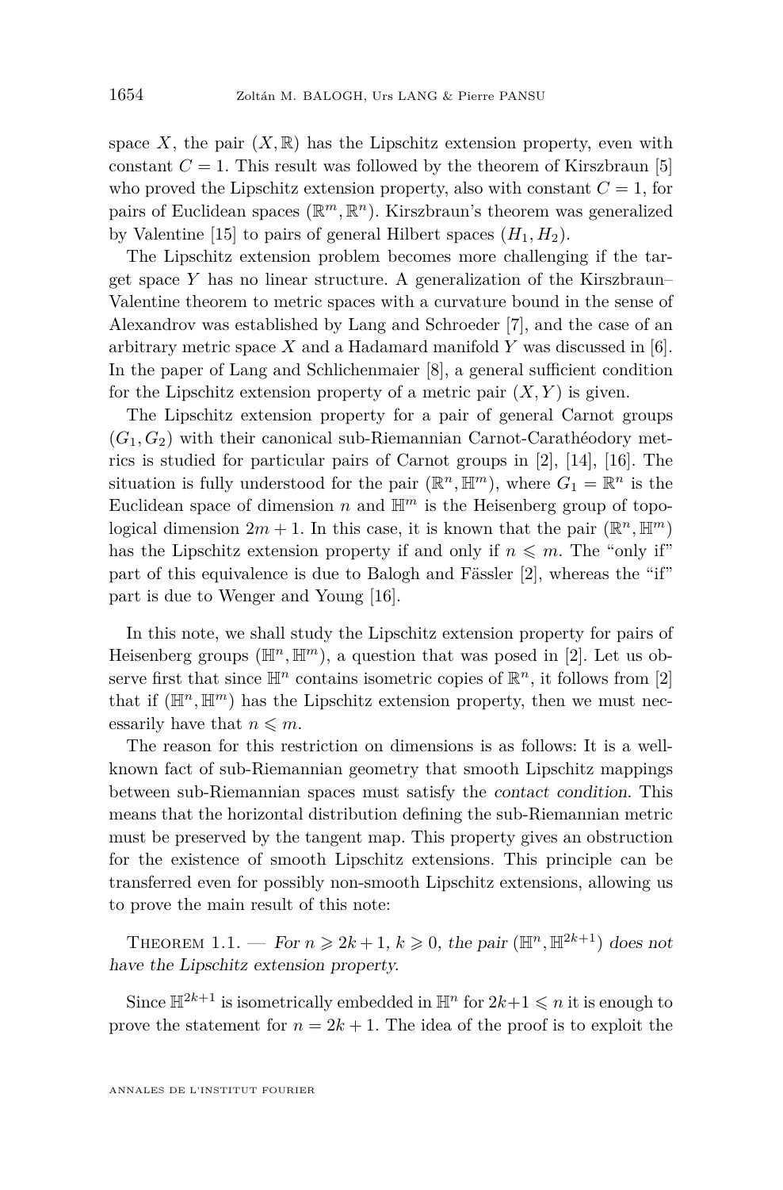space $X$, the pair $(X, \mathbb{R})$ has the Lipschitz extension property, even with constant $C = 1$. This result was followed by the theorem of Kirszbraun [5] who proved the Lipschitz extension property, also with constant $C = 1$, for pairs of Euclidean spaces $(\mathbb{R}^m, \mathbb{R}^n)$. Kirszbraun's theorem was generalized by Valentine [15] to pairs of general Hilbert spaces $(H_1, H_2)$.

The Lipschitz extension problem becomes more challenging if the target space $Y$ has no linear structure. A generalization of the Kirszbraun–Valentine theorem to metric spaces with a curvature bound in the sense of Alexandrov was established by Lang and Schroeder [7], and the case of an arbitrary metric space $X$ and a Hadamard manifold $Y$ was discussed in [6]. In the paper of Lang and Schlichenmaier [8], a general sufficient condition for the Lipschitz extension property of a metric pair $(X, Y)$ is given.

The Lipschitz extension property for a pair of general Carnot groups $(G_1, G_2)$ with their canonical sub-Riemannian Carnot-Carathéodory metrics is studied for particular pairs of Carnot groups in [2], [14], [16]. The situation is fully understood for the pair $(\mathbb{R}^n, \mathbb{H}^m)$, where $G_1 = \mathbb{R}^n$ is the Euclidean space of dimension $n$ and $\mathbb{H}^m$ is the Heisenberg group of topological dimension $2m+1$. In this case, it is known that the pair $(\mathbb{R}^n, \mathbb{H}^m)$ has the Lipschitz extension property if and only if $n \leqslant m$. The "only if" part of this equivalence is due to Balogh and Fässler [2], whereas the "if" part is due to Wenger and Young [16].

In this note, we shall study the Lipschitz extension property for pairs of Heisenberg groups $(\mathbb{H}^n, \mathbb{H}^m)$, a question that was posed in [2]. Let us observe first that since $\mathbb{H}^n$ contains isometric copies of $\mathbb{R}^n$, it follows from [2] that if $(\mathbb{H}^n, \mathbb{H}^m)$ has the Lipschitz extension property, then we must necessarily have that $n \leqslant m$.

The reason for this restriction on dimensions is as follows: It is a well-known fact of sub-Riemannian geometry that smooth Lipschitz mappings between sub-Riemannian spaces must satisfy the *contact condition*. This means that the horizontal distribution defining the sub-Riemannian metric must be preserved by the tangent map. This property gives an obstruction for the existence of smooth Lipschitz extensions. This principle can be transferred even for possibly non-smooth Lipschitz extensions, allowing us to prove the main result of this note:

Theorem 1.1. — *For $n \geqslant 2k+1$, $k \geqslant 0$, the pair $(\mathbb{H}^n, \mathbb{H}^{2k+1})$ does not have the Lipschitz extension property.*

Since $\mathbb{H}^{2k+1}$ is isometrically embedded in $\mathbb{H}^n$ for $2k+1 \leqslant n$ it is enough to prove the statement for $n = 2k+1$. The idea of the proof is to exploit the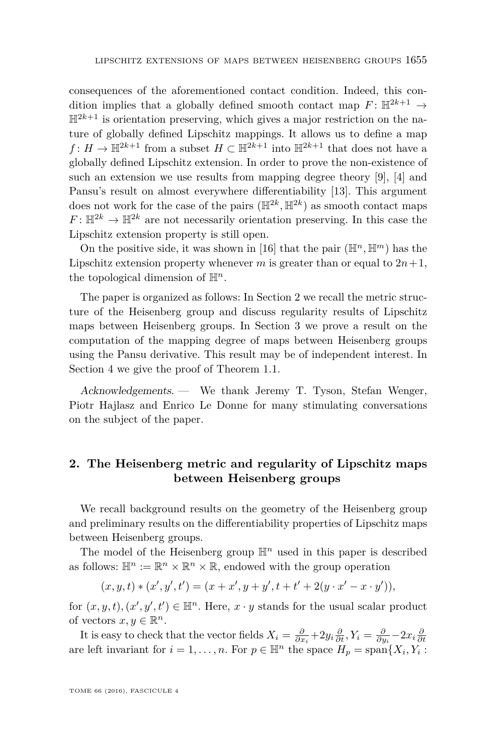consequences of the aforementioned contact condition. Indeed, this condition implies that a globally defined smooth contact map $F\colon \mathbb{H}^{2k+1} \to \mathbb{H}^{2k+1}$ is orientation preserving, which gives a major restriction on the nature of globally defined Lipschitz mappings. It allows us to define a map $f\colon H \to \mathbb{H}^{2k+1}$ from a subset $H \subset \mathbb{H}^{2k+1}$ into $\mathbb{H}^{2k+1}$ that does not have a globally defined Lipschitz extension. In order to prove the non-existence of such an extension we use results from mapping degree theory [9], [4] and Pansu's result on almost everywhere differentiability [13]. This argument does not work for the case of the pairs $(\mathbb{H}^{2k}, \mathbb{H}^{2k})$ as smooth contact maps $F\colon \mathbb{H}^{2k} \to \mathbb{H}^{2k}$ are not necessarily orientation preserving. In this case the Lipschitz extension property is still open.

On the positive side, it was shown in [16] that the pair $(\mathbb{H}^n, \mathbb{H}^m)$ has the Lipschitz extension property whenever $m$ is greater than or equal to $2n+1$, the topological dimension of $\mathbb{H}^n$.

The paper is organized as follows: In Section 2 we recall the metric structure of the Heisenberg group and discuss regularity results of Lipschitz maps between Heisenberg groups. In Section 3 we prove a result on the computation of the mapping degree of maps between Heisenberg groups using the Pansu derivative. This result may be of independent interest. In Section 4 we give the proof of Theorem 1.1.

*Acknowledgements.* — We thank Jeremy T. Tyson, Stefan Wenger, Piotr Hajlasz and Enrico Le Donne for many stimulating conversations on the subject of the paper.

## 2. The Heisenberg metric and regularity of Lipschitz maps between Heisenberg groups

We recall background results on the geometry of the Heisenberg group and preliminary results on the differentiability properties of Lipschitz maps between Heisenberg groups.

The model of the Heisenberg group $\mathbb{H}^n$ used in this paper is described as follows: $\mathbb{H}^n := \mathbb{R}^n \times \mathbb{R}^n \times \mathbb{R}$, endowed with the group operation

$$(x, y, t) * (x', y', t') = (x + x', y + y', t + t' + 2(y \cdot x' - x \cdot y')),$$

for $(x, y, t), (x', y', t') \in \mathbb{H}^n$. Here, $x \cdot y$ stands for the usual scalar product of vectors $x, y \in \mathbb{R}^n$.

It is easy to check that the vector fields $X_i = \frac{\partial}{\partial x_i} + 2y_i \frac{\partial}{\partial t}$, $Y_i = \frac{\partial}{\partial y_i} - 2x_i \frac{\partial}{\partial t}$ are left invariant for $i = 1, \ldots, n$. For $p \in \mathbb{H}^n$ the space $H_p = \operatorname{span}\{X_i, Y_i :$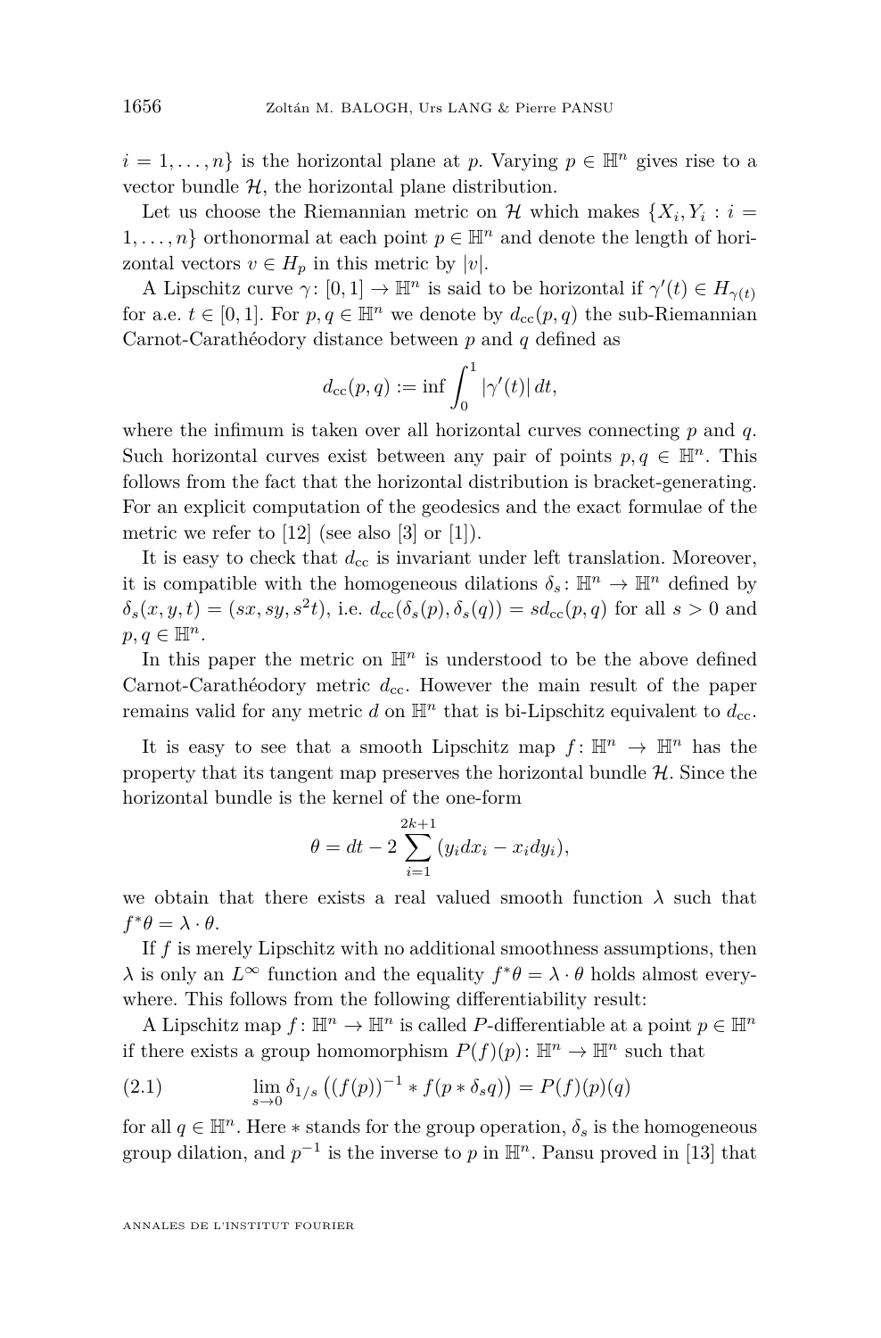$i = 1, \dots, n\}$ is the horizontal plane at $p$. Varying $p \in \mathbb{H}^n$ gives rise to a vector bundle $\mathcal{H}$, the horizontal plane distribution.

Let us choose the Riemannian metric on $\mathcal{H}$ which makes $\{X_i, Y_i : i = 1, \dots, n\}$ orthonormal at each point $p \in \mathbb{H}^n$ and denote the length of horizontal vectors $v \in H_p$ in this metric by $|v|$.

A Lipschitz curve $\gamma\colon [0,1] \to \mathbb{H}^n$ is said to be horizontal if $\gamma'(t) \in H_{\gamma(t)}$ for a.e. $t \in [0,1]$. For $p, q \in \mathbb{H}^n$ we denote by $d_{\mathrm{cc}}(p,q)$ the sub-Riemannian Carnot-Carathéodory distance between $p$ and $q$ defined as

$$d_{\mathrm{cc}}(p,q) := \inf \int_0^1 |\gamma'(t)|\, dt,$$

where the infimum is taken over all horizontal curves connecting $p$ and $q$. Such horizontal curves exist between any pair of points $p, q \in \mathbb{H}^n$. This follows from the fact that the horizontal distribution is bracket-generating. For an explicit computation of the geodesics and the exact formulae of the metric we refer to [12] (see also [3] or [1]).

It is easy to check that $d_{\mathrm{cc}}$ is invariant under left translation. Moreover, it is compatible with the homogeneous dilations $\delta_s\colon \mathbb{H}^n \to \mathbb{H}^n$ defined by $\delta_s(x,y,t) = (sx, sy, s^2 t)$, i.e. $d_{\mathrm{cc}}(\delta_s(p), \delta_s(q)) = s d_{\mathrm{cc}}(p,q)$ for all $s > 0$ and $p, q \in \mathbb{H}^n$.

In this paper the metric on $\mathbb{H}^n$ is understood to be the above defined Carnot-Carathéodory metric $d_{\mathrm{cc}}$. However the main result of the paper remains valid for any metric $d$ on $\mathbb{H}^n$ that is bi-Lipschitz equivalent to $d_{\mathrm{cc}}$.

It is easy to see that a smooth Lipschitz map $f\colon \mathbb{H}^n \to \mathbb{H}^n$ has the property that its tangent map preserves the horizontal bundle $\mathcal{H}$. Since the horizontal bundle is the kernel of the one-form

$$\theta = dt - 2 \sum_{i=1}^{2k+1} (y_i dx_i - x_i dy_i),$$

we obtain that there exists a real valued smooth function $\lambda$ such that $f^*\theta = \lambda \cdot \theta$.

If $f$ is merely Lipschitz with no additional smoothness assumptions, then $\lambda$ is only an $L^\infty$ function and the equality $f^*\theta = \lambda \cdot \theta$ holds almost everywhere. This follows from the following differentiability result:

A Lipschitz map $f\colon \mathbb{H}^n \to \mathbb{H}^n$ is called $P$-differentiable at a point $p \in \mathbb{H}^n$ if there exists a group homomorphism $P(f)(p)\colon \mathbb{H}^n \to \mathbb{H}^n$ such that

$$\lim_{s \to 0} \delta_{1/s} \left( (f(p))^{-1} * f(p * \delta_s q) \right) = P(f)(p)(q) \tag{2.1}$$

for all $q \in \mathbb{H}^n$. Here $*$ stands for the group operation, $\delta_s$ is the homogeneous group dilation, and $p^{-1}$ is the inverse to $p$ in $\mathbb{H}^n$. Pansu proved in [13] that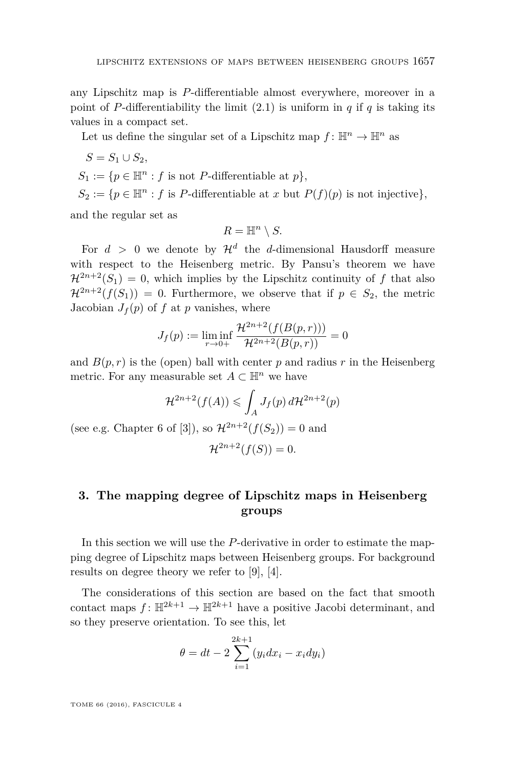any Lipschitz map is $P$-differentiable almost everywhere, moreover in a point of $P$-differentiability the limit (2.1) is uniform in $q$ if $q$ is taking its values in a compact set.

Let us define the singular set of a Lipschitz map $f\colon \mathbb{H}^n \to \mathbb{H}^n$ as

$$S = S_1 \cup S_2,$$

$$S_1 := \{p \in \mathbb{H}^n : f \text{ is not } P\text{-differentiable at } p\},$$

$$S_2 := \{p \in \mathbb{H}^n : f \text{ is } P\text{-differentiable at } x \text{ but } P(f)(p) \text{ is not injective}\},$$

and the regular set as

$$R = \mathbb{H}^n \setminus S.$$

For $d > 0$ we denote by $\mathcal{H}^d$ the $d$-dimensional Hausdorff measure with respect to the Heisenberg metric. By Pansu's theorem we have $\mathcal{H}^{2n+2}(S_1) = 0$, which implies by the Lipschitz continuity of $f$ that also $\mathcal{H}^{2n+2}(f(S_1)) = 0$. Furthermore, we observe that if $p \in S_2$, the metric Jacobian $J_f(p)$ of $f$ at $p$ vanishes, where

$$J_f(p) := \liminf_{r\to 0+} \frac{\mathcal{H}^{2n+2}(f(B(p,r)))}{\mathcal{H}^{2n+2}(B(p,r))} = 0$$

and $B(p,r)$ is the (open) ball with center $p$ and radius $r$ in the Heisenberg metric. For any measurable set $A \subset \mathbb{H}^n$ we have

$$\mathcal{H}^{2n+2}(f(A)) \leqslant \int_A J_f(p)\, d\mathcal{H}^{2n+2}(p)$$

(see e.g. Chapter 6 of [3]), so $\mathcal{H}^{2n+2}(f(S_2)) = 0$ and

$$\mathcal{H}^{2n+2}(f(S)) = 0.$$

## 3. The mapping degree of Lipschitz maps in Heisenberg groups

In this section we will use the $P$-derivative in order to estimate the mapping degree of Lipschitz maps between Heisenberg groups. For background results on degree theory we refer to [9], [4].

The considerations of this section are based on the fact that smooth contact maps $f\colon \mathbb{H}^{2k+1} \to \mathbb{H}^{2k+1}$ have a positive Jacobi determinant, and so they preserve orientation. To see this, let

$$\theta = dt - 2\sum_{i=1}^{2k+1} (y_i dx_i - x_i dy_i)$$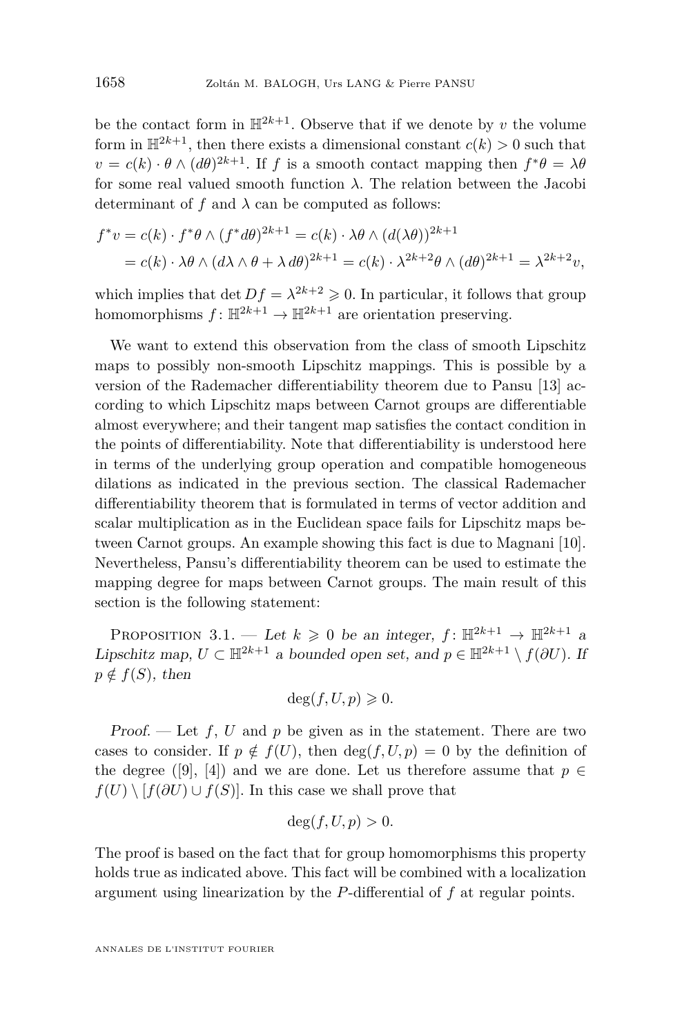be the contact form in $\mathbb{H}^{2k+1}$. Observe that if we denote by $v$ the volume form in $\mathbb{H}^{2k+1}$, then there exists a dimensional constant $c(k) > 0$ such that $v = c(k) \cdot \theta \wedge (d\theta)^{2k+1}$. If $f$ is a smooth contact mapping then $f^*\theta = \lambda\theta$ for some real valued smooth function $\lambda$. The relation between the Jacobi determinant of $f$ and $\lambda$ can be computed as follows:

$$
\begin{aligned}
f^*v &= c(k) \cdot f^*\theta \wedge (f^* d\theta)^{2k+1} = c(k) \cdot \lambda\theta \wedge (d(\lambda\theta))^{2k+1} \\
&= c(k) \cdot \lambda\theta \wedge (d\lambda \wedge \theta + \lambda\, d\theta)^{2k+1} = c(k) \cdot \lambda^{2k+2}\theta \wedge (d\theta)^{2k+1} = \lambda^{2k+2} v,
\end{aligned}
$$

which implies that $\det Df = \lambda^{2k+2} \geqslant 0$. In particular, it follows that group homomorphisms $f \colon \mathbb{H}^{2k+1} \to \mathbb{H}^{2k+1}$ are orientation preserving.

We want to extend this observation from the class of smooth Lipschitz maps to possibly non-smooth Lipschitz mappings. This is possible by a version of the Rademacher differentiability theorem due to Pansu [13] according to which Lipschitz maps between Carnot groups are differentiable almost everywhere; and their tangent map satisfies the contact condition in the points of differentiability. Note that differentiability is understood here in terms of the underlying group operation and compatible homogeneous dilations as indicated in the previous section. The classical Rademacher differentiability theorem that is formulated in terms of vector addition and scalar multiplication as in the Euclidean space fails for Lipschitz maps between Carnot groups. An example showing this fact is due to Magnani [10]. Nevertheless, Pansu's differentiability theorem can be used to estimate the mapping degree for maps between Carnot groups. The main result of this section is the following statement:

Proposition 3.1. — *Let $k \geqslant 0$ be an integer, $f \colon \mathbb{H}^{2k+1} \to \mathbb{H}^{2k+1}$ a Lipschitz map, $U \subset \mathbb{H}^{2k+1}$ a bounded open set, and $p \in \mathbb{H}^{2k+1} \setminus f(\partial U)$. If $p \notin f(S)$, then*

$$\deg(f, U, p) \geqslant 0.$$

*Proof.* — Let $f$, $U$ and $p$ be given as in the statement. There are two cases to consider. If $p \notin f(U)$, then $\deg(f, U, p) = 0$ by the definition of the degree ([9], [4]) and we are done. Let us therefore assume that $p \in f(U) \setminus [f(\partial U) \cup f(S)]$. In this case we shall prove that

$$\deg(f, U, p) > 0.$$

The proof is based on the fact that for group homomorphisms this property holds true as indicated above. This fact will be combined with a localization argument using linearization by the $P$-differential of $f$ at regular points.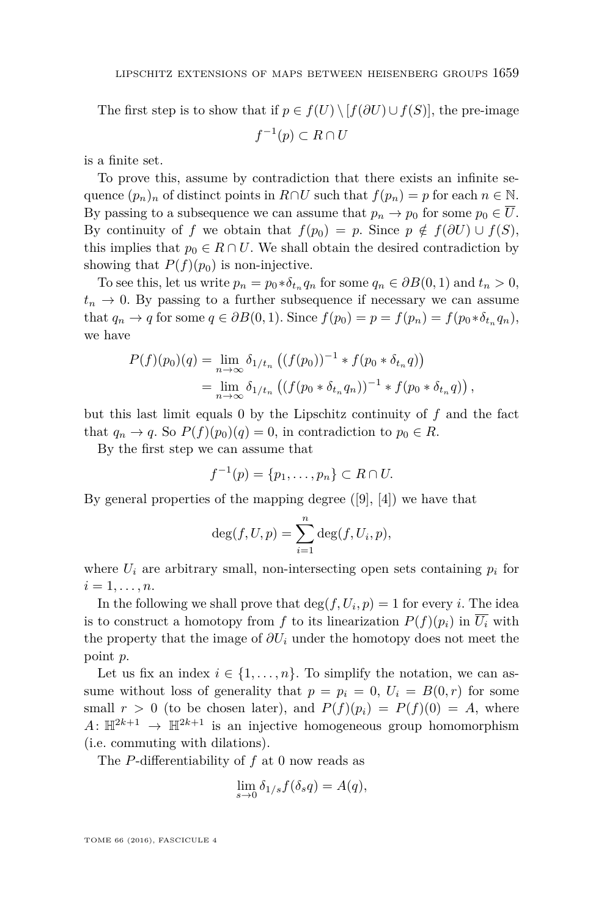The first step is to show that if $p \in f(U) \setminus [f(\partial U) \cup f(S)]$, the pre-image

$$f^{-1}(p) \subset R \cap U$$

is a finite set.

To prove this, assume by contradiction that there exists an infinite sequence $(p_n)_n$ of distinct points in $R \cap U$ such that $f(p_n) = p$ for each $n \in \mathbb{N}$. By passing to a subsequence we can assume that $p_n \to p_0$ for some $p_0 \in \overline{U}$. By continuity of $f$ we obtain that $f(p_0) = p$. Since $p \notin f(\partial U) \cup f(S)$, this implies that $p_0 \in R \cap U$. We shall obtain the desired contradiction by showing that $P(f)(p_0)$ is non-injective.

To see this, let us write $p_n = p_0 * \delta_{t_n} q_n$ for some $q_n \in \partial B(0,1)$ and $t_n > 0$, $t_n \to 0$. By passing to a further subsequence if necessary we can assume that $q_n \to q$ for some $q \in \partial B(0,1)$. Since $f(p_0) = p = f(p_n) = f(p_0 * \delta_{t_n} q_n)$, we have

$$\begin{aligned} P(f)(p_0)(q) &= \lim_{n\to\infty} \delta_{1/t_n}\left((f(p_0))^{-1} * f(p_0 * \delta_{t_n} q)\right) \\ &= \lim_{n\to\infty} \delta_{1/t_n}\left((f(p_0 * \delta_{t_n} q_n))^{-1} * f(p_0 * \delta_{t_n} q)\right), \end{aligned}$$

but this last limit equals 0 by the Lipschitz continuity of $f$ and the fact that $q_n \to q$. So $P(f)(p_0)(q) = 0$, in contradiction to $p_0 \in R$.

By the first step we can assume that

$$f^{-1}(p) = \{p_1, \ldots, p_n\} \subset R \cap U.$$

By general properties of the mapping degree ([9], [4]) we have that

$$\deg(f, U, p) = \sum_{i=1}^{n} \deg(f, U_i, p),$$

where $U_i$ are arbitrary small, non-intersecting open sets containing $p_i$ for $i = 1, \ldots, n$.

In the following we shall prove that $\deg(f, U_i, p) = 1$ for every $i$. The idea is to construct a homotopy from $f$ to its linearization $P(f)(p_i)$ in $\overline{U_i}$ with the property that the image of $\partial U_i$ under the homotopy does not meet the point $p$.

Let us fix an index $i \in \{1, \ldots, n\}$. To simplify the notation, we can assume without loss of generality that $p = p_i = 0$, $U_i = B(0, r)$ for some small $r > 0$ (to be chosen later), and $P(f)(p_i) = P(f)(0) = A$, where $A\colon \mathbb{H}^{2k+1} \to \mathbb{H}^{2k+1}$ is an injective homogeneous group homomorphism (i.e. commuting with dilations).

The $P$-differentiability of $f$ at 0 now reads as

$$\lim_{s\to 0} \delta_{1/s} f(\delta_s q) = A(q),$$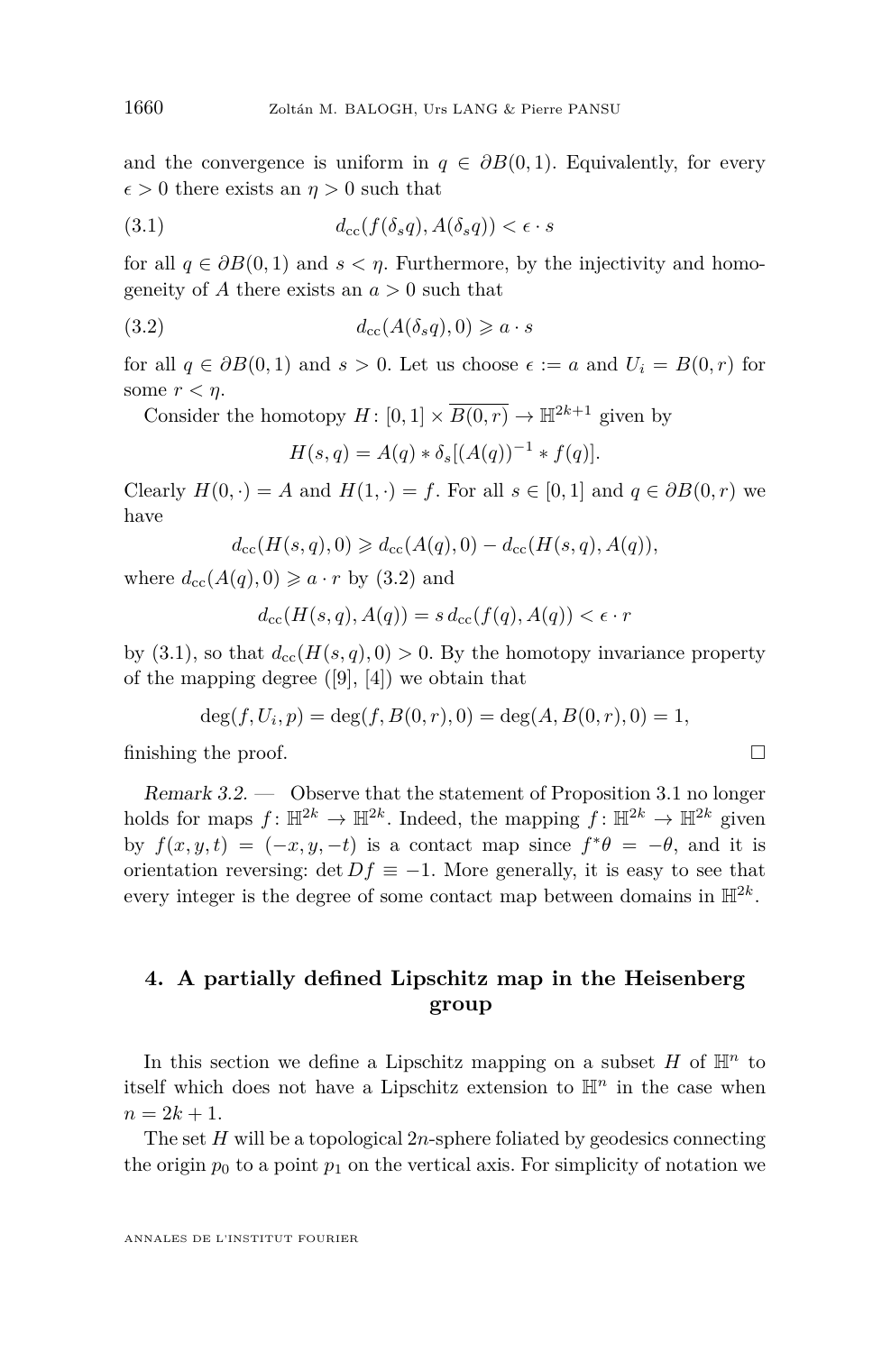and the convergence is uniform in $q \in \partial B(0,1)$. Equivalently, for every $\epsilon > 0$ there exists an $\eta > 0$ such that

$$d_{\mathrm{cc}}(f(\delta_s q), A(\delta_s q)) < \epsilon \cdot s \tag{3.1}$$

for all $q \in \partial B(0,1)$ and $s < \eta$. Furthermore, by the injectivity and homogeneity of $A$ there exists an $a > 0$ such that

$$d_{\mathrm{cc}}(A(\delta_s q), 0) \geqslant a \cdot s \tag{3.2}$$

for all $q \in \partial B(0,1)$ and $s > 0$. Let us choose $\epsilon := a$ and $U_i = B(0,r)$ for some $r < \eta$.

Consider the homotopy $H\colon [0,1] \times \overline{B(0,r)} \to \mathbb{H}^{2k+1}$ given by

$$H(s,q) = A(q) * \delta_s[(A(q))^{-1} * f(q)].$$

Clearly $H(0,\cdot) = A$ and $H(1,\cdot) = f$. For all $s \in [0,1]$ and $q \in \partial B(0,r)$ we have

$$d_{\mathrm{cc}}(H(s,q),0) \geqslant d_{\mathrm{cc}}(A(q),0) - d_{\mathrm{cc}}(H(s,q),A(q)),$$

where $d_{\mathrm{cc}}(A(q),0) \geqslant a \cdot r$ by (3.2) and

$$d_{\mathrm{cc}}(H(s,q),A(q)) = s\, d_{\mathrm{cc}}(f(q),A(q)) < \epsilon \cdot r$$

by (3.1), so that $d_{\mathrm{cc}}(H(s,q),0) > 0$. By the homotopy invariance property of the mapping degree ([9], [4]) we obtain that

$$\deg(f,U_i,p) = \deg(f,B(0,r),0) = \deg(A,B(0,r),0) = 1,$$

finishing the proof. □

*Remark 3.2.* — Observe that the statement of Proposition 3.1 no longer holds for maps $f\colon \mathbb{H}^{2k} \to \mathbb{H}^{2k}$. Indeed, the mapping $f\colon \mathbb{H}^{2k} \to \mathbb{H}^{2k}$ given by $f(x,y,t) = (-x,y,-t)$ is a contact map since $f^*\theta = -\theta$, and it is orientation reversing: $\det Df \equiv -1$. More generally, it is easy to see that every integer is the degree of some contact map between domains in $\mathbb{H}^{2k}$.

## 4. A partially defined Lipschitz map in the Heisenberg group

In this section we define a Lipschitz mapping on a subset $H$ of $\mathbb{H}^n$ to itself which does not have a Lipschitz extension to $\mathbb{H}^n$ in the case when $n = 2k+1$.

The set $H$ will be a topological $2n$-sphere foliated by geodesics connecting the origin $p_0$ to a point $p_1$ on the vertical axis. For simplicity of notation we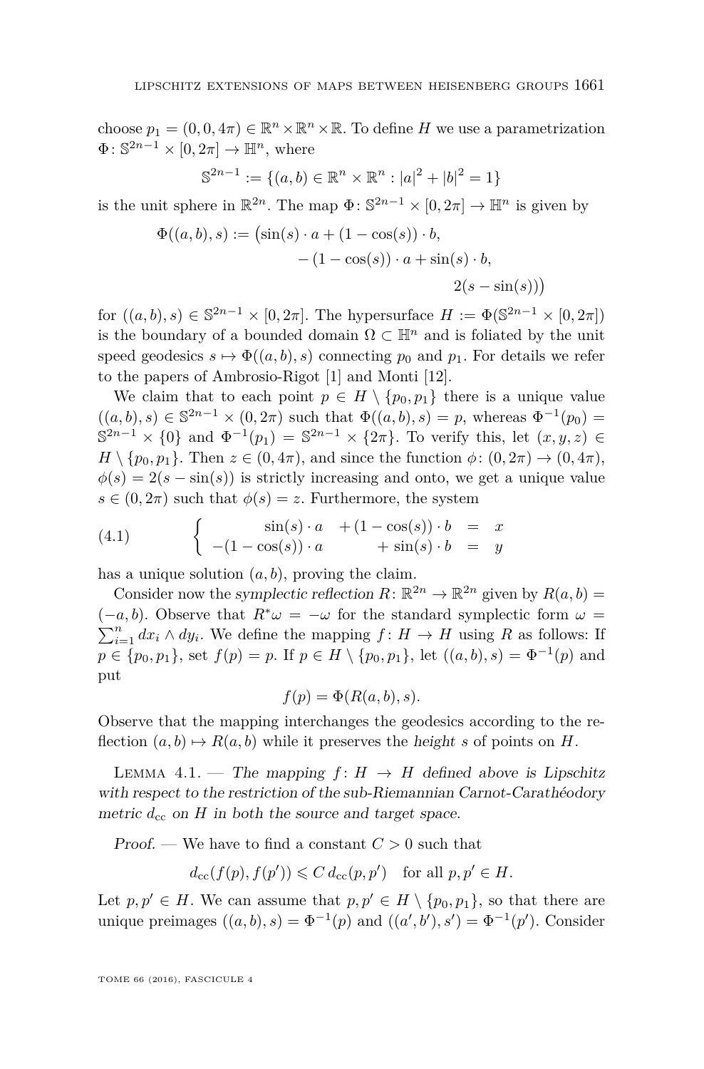choose $p_1 = (0, 0, 4\pi) \in \mathbb{R}^n \times \mathbb{R}^n \times \mathbb{R}$. To define $H$ we use a parametrization $\Phi\colon \mathbb{S}^{2n-1} \times [0, 2\pi] \to \mathbb{H}^n$, where

$$\mathbb{S}^{2n-1} := \{(a, b) \in \mathbb{R}^n \times \mathbb{R}^n : |a|^2 + |b|^2 = 1\}$$

is the unit sphere in $\mathbb{R}^{2n}$. The map $\Phi\colon \mathbb{S}^{2n-1} \times [0, 2\pi] \to \mathbb{H}^n$ is given by

$$\begin{aligned}\Phi((a, b), s) := \big(&\sin(s) \cdot a + (1 - \cos(s)) \cdot b,\\ &- (1 - \cos(s)) \cdot a + \sin(s) \cdot b,\\ &2(s - \sin(s))\big)\end{aligned}$$

for $((a, b), s) \in \mathbb{S}^{2n-1} \times [0, 2\pi]$. The hypersurface $H := \Phi(\mathbb{S}^{2n-1} \times [0, 2\pi])$ is the boundary of a bounded domain $\Omega \subset \mathbb{H}^n$ and is foliated by the unit speed geodesics $s \mapsto \Phi((a, b), s)$ connecting $p_0$ and $p_1$. For details we refer to the papers of Ambrosio-Rigot [1] and Monti [12].

We claim that to each point $p \in H \setminus \{p_0, p_1\}$ there is a unique value $((a, b), s) \in \mathbb{S}^{2n-1} \times (0, 2\pi)$ such that $\Phi((a, b), s) = p$, whereas $\Phi^{-1}(p_0) = \mathbb{S}^{2n-1} \times \{0\}$ and $\Phi^{-1}(p_1) = \mathbb{S}^{2n-1} \times \{2\pi\}$. To verify this, let $(x, y, z) \in H \setminus \{p_0, p_1\}$. Then $z \in (0, 4\pi)$, and since the function $\phi\colon (0, 2\pi) \to (0, 4\pi)$, $\phi(s) = 2(s - \sin(s))$ is strictly increasing and onto, we get a unique value $s \in (0, 2\pi)$ such that $\phi(s) = z$. Furthermore, the system

$$\left\{\begin{array}{rrcl} \sin(s) \cdot a & + (1 - \cos(s)) \cdot b & = & x \\ -(1 - \cos(s)) \cdot a & + \sin(s) \cdot b & = & y \end{array}\right. \tag{4.1}$$

has a unique solution $(a, b)$, proving the claim.

Consider now the *symplectic reflection* $R\colon \mathbb{R}^{2n} \to \mathbb{R}^{2n}$ given by $R(a, b) = (-a, b)$. Observe that $R^*\omega = -\omega$ for the standard symplectic form $\omega = \sum_{i=1}^n dx_i \wedge dy_i$. We define the mapping $f\colon H \to H$ using $R$ as follows: If $p \in \{p_0, p_1\}$, set $f(p) = p$. If $p \in H \setminus \{p_0, p_1\}$, let $((a, b), s) = \Phi^{-1}(p)$ and put

$$f(p) = \Phi(R(a, b), s).$$

Observe that the mapping interchanges the geodesics according to the reflection $(a, b) \mapsto R(a, b)$ while it preserves the *height* $s$ of points on $H$.

Lemma 4.1. — *The mapping $f\colon H \to H$ defined above is Lipschitz with respect to the restriction of the sub-Riemannian Carnot-Carathéodory metric $d_{\mathrm{cc}}$ on $H$ in both the source and target space.*

*Proof.* — We have to find a constant $C > 0$ such that

$$d_{\mathrm{cc}}(f(p), f(p')) \leqslant C\, d_{\mathrm{cc}}(p, p') \quad \text{for all } p, p' \in H.$$

Let $p, p' \in H$. We can assume that $p, p' \in H \setminus \{p_0, p_1\}$, so that there are unique preimages $((a, b), s) = \Phi^{-1}(p)$ and $((a', b'), s') = \Phi^{-1}(p')$. Consider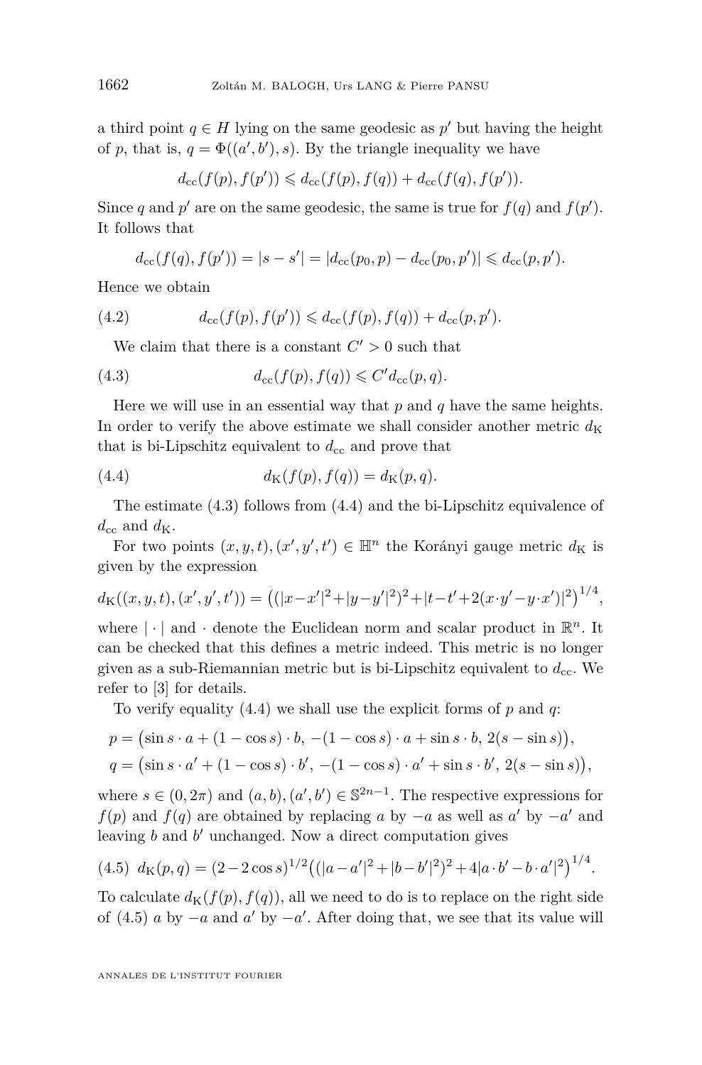a third point $q \in H$ lying on the same geodesic as $p'$ but having the height of $p$, that is, $q = \Phi((a', b'), s)$. By the triangle inequality we have

$$d_{\mathrm{cc}}(f(p), f(p')) \leqslant d_{\mathrm{cc}}(f(p), f(q)) + d_{\mathrm{cc}}(f(q), f(p')).$$

Since $q$ and $p'$ are on the same geodesic, the same is true for $f(q)$ and $f(p')$. It follows that

$$d_{\mathrm{cc}}(f(q), f(p')) = |s - s'| = |d_{\mathrm{cc}}(p_0, p) - d_{\mathrm{cc}}(p_0, p')| \leqslant d_{\mathrm{cc}}(p, p').$$

Hence we obtain

$$d_{\mathrm{cc}}(f(p), f(p')) \leqslant d_{\mathrm{cc}}(f(p), f(q)) + d_{\mathrm{cc}}(p, p'). \tag{4.2}$$

We claim that there is a constant $C' > 0$ such that

$$d_{\mathrm{cc}}(f(p), f(q)) \leqslant C' d_{\mathrm{cc}}(p, q). \tag{4.3}$$

Here we will use in an essential way that $p$ and $q$ have the same heights. In order to verify the above estimate we shall consider another metric $d_{\mathrm{K}}$ that is bi-Lipschitz equivalent to $d_{\mathrm{cc}}$ and prove that

$$d_{\mathrm{K}}(f(p), f(q)) = d_{\mathrm{K}}(p, q). \tag{4.4}$$

The estimate (4.3) follows from (4.4) and the bi-Lipschitz equivalence of $d_{\mathrm{cc}}$ and $d_{\mathrm{K}}$.

For two points $(x, y, t), (x', y', t') \in \mathbb{H}^n$ the Korányi gauge metric $d_{\mathrm{K}}$ is given by the expression

$$d_{\mathrm{K}}((x, y, t), (x', y', t')) = \left((|x - x'|^2 + |y - y'|^2)^2 + |t - t' + 2(x \cdot y' - y \cdot x')|^2\right)^{1/4},$$

where $|\cdot|$ and $\cdot$ denote the Euclidean norm and scalar product in $\mathbb{R}^n$. It can be checked that this defines a metric indeed. This metric is no longer given as a sub-Riemannian metric but is bi-Lipschitz equivalent to $d_{\mathrm{cc}}$. We refer to [3] for details.

To verify equality (4.4) we shall use the explicit forms of $p$ and $q$:

$$p = \left(\sin s \cdot a + (1 - \cos s) \cdot b,\ -(1 - \cos s) \cdot a + \sin s \cdot b,\ 2(s - \sin s)\right),$$
$$q = \left(\sin s \cdot a' + (1 - \cos s) \cdot b',\ -(1 - \cos s) \cdot a' + \sin s \cdot b',\ 2(s - \sin s)\right),$$

where $s \in (0, 2\pi)$ and $(a, b), (a', b') \in \mathbb{S}^{2n-1}$. The respective expressions for $f(p)$ and $f(q)$ are obtained by replacing $a$ by $-a$ as well as $a'$ by $-a'$ and leaving $b$ and $b'$ unchanged. Now a direct computation gives

$$d_{\mathrm{K}}(p, q) = (2 - 2\cos s)^{1/2}\left((|a - a'|^2 + |b - b'|^2)^2 + 4|a \cdot b' - b \cdot a'|^2\right)^{1/4}. \tag{4.5}$$

To calculate $d_{\mathrm{K}}(f(p), f(q))$, all we need to do is to replace on the right side of (4.5) $a$ by $-a$ and $a'$ by $-a'$. After doing that, we see that its value will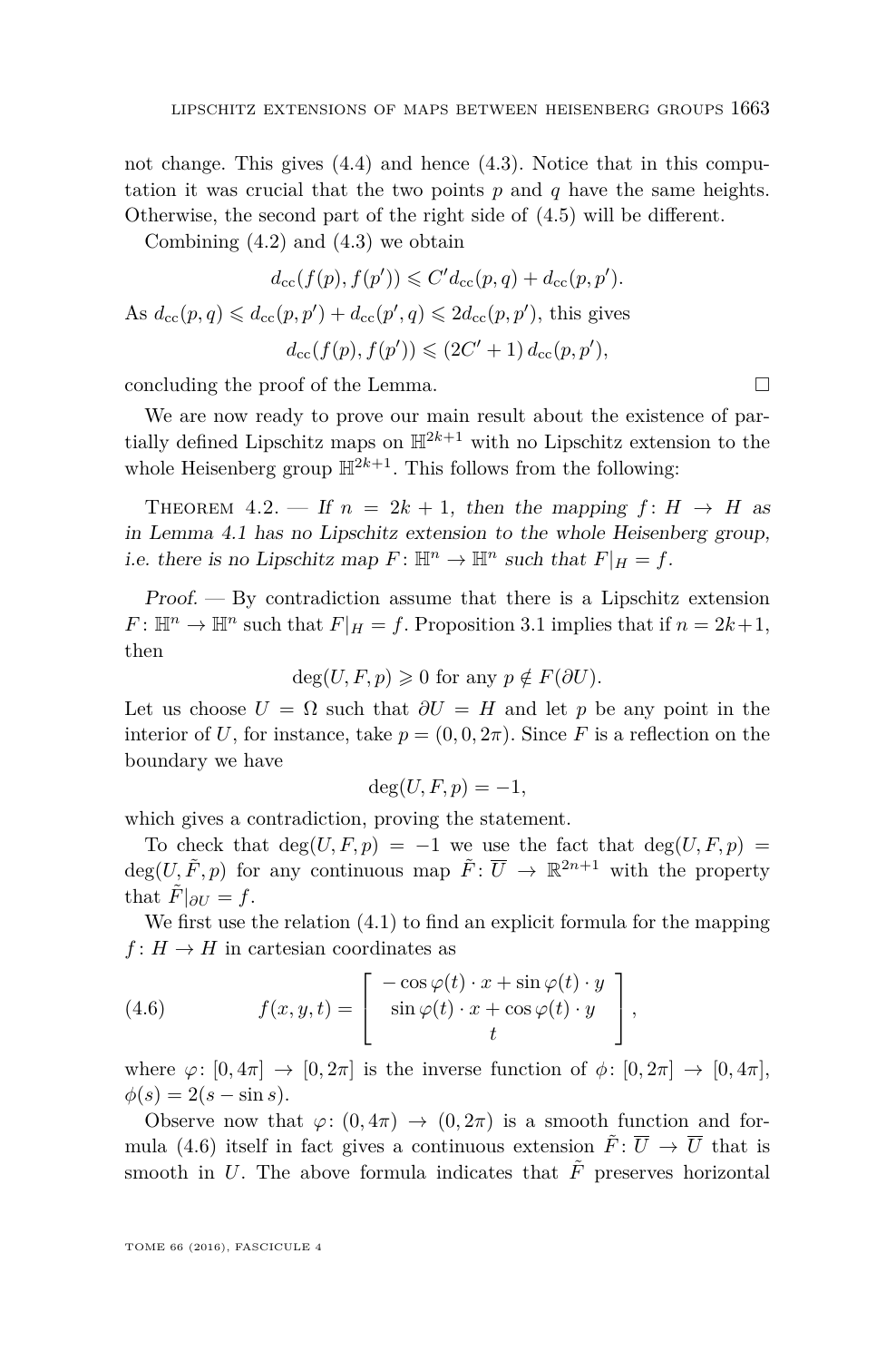not change. This gives (4.4) and hence (4.3). Notice that in this computation it was crucial that the two points $p$ and $q$ have the same heights. Otherwise, the second part of the right side of (4.5) will be different.

Combining (4.2) and (4.3) we obtain

$$d_{\mathrm{cc}}(f(p), f(p')) \leqslant C' d_{\mathrm{cc}}(p, q) + d_{\mathrm{cc}}(p, p').$$

As $d_{\mathrm{cc}}(p, q) \leqslant d_{\mathrm{cc}}(p, p') + d_{\mathrm{cc}}(p', q) \leqslant 2d_{\mathrm{cc}}(p, p')$, this gives

$$d_{\mathrm{cc}}(f(p), f(p')) \leqslant (2C' + 1)\, d_{\mathrm{cc}}(p, p'),$$

concluding the proof of the Lemma. □

We are now ready to prove our main result about the existence of partially defined Lipschitz maps on $\mathbb{H}^{2k+1}$ with no Lipschitz extension to the whole Heisenberg group $\mathbb{H}^{2k+1}$. This follows from the following:

**Theorem 4.2.** — *If $n = 2k + 1$, then the mapping $f\colon H \to H$ as in Lemma 4.1 has no Lipschitz extension to the whole Heisenberg group, i.e. there is no Lipschitz map $F\colon \mathbb{H}^n \to \mathbb{H}^n$ such that $F|_H = f$.*

*Proof.* — By contradiction assume that there is a Lipschitz extension $F\colon \mathbb{H}^n \to \mathbb{H}^n$ such that $F|_H = f$. Proposition 3.1 implies that if $n = 2k+1$, then

$$\deg(U, F, p) \geqslant 0 \text{ for any } p \notin F(\partial U).$$

Let us choose $U = \Omega$ such that $\partial U = H$ and let $p$ be any point in the interior of $U$, for instance, take $p = (0, 0, 2\pi)$. Since $F$ is a reflection on the boundary we have

$$\deg(U, F, p) = -1,$$

which gives a contradiction, proving the statement.

To check that $\deg(U, F, p) = -1$ we use the fact that $\deg(U, F, p) = \deg(U, \tilde{F}, p)$ for any continuous map $\tilde{F}\colon \overline{U} \to \mathbb{R}^{2n+1}$ with the property that $\tilde{F}|_{\partial U} = f$.

We first use the relation (4.1) to find an explicit formula for the mapping $f\colon H \to H$ in cartesian coordinates as

$$f(x, y, t) = \begin{bmatrix} -\cos\varphi(t) \cdot x + \sin\varphi(t) \cdot y \\ \sin\varphi(t) \cdot x + \cos\varphi(t) \cdot y \\ t \end{bmatrix}, \tag{4.6}$$

where $\varphi\colon [0, 4\pi] \to [0, 2\pi]$ is the inverse function of $\phi\colon [0, 2\pi] \to [0, 4\pi]$, $\phi(s) = 2(s - \sin s)$.

Observe now that $\varphi\colon (0, 4\pi) \to (0, 2\pi)$ is a smooth function and formula (4.6) itself in fact gives a continuous extension $\tilde{F}\colon \overline{U} \to \overline{U}$ that is smooth in $U$. The above formula indicates that $\tilde{F}$ preserves horizontal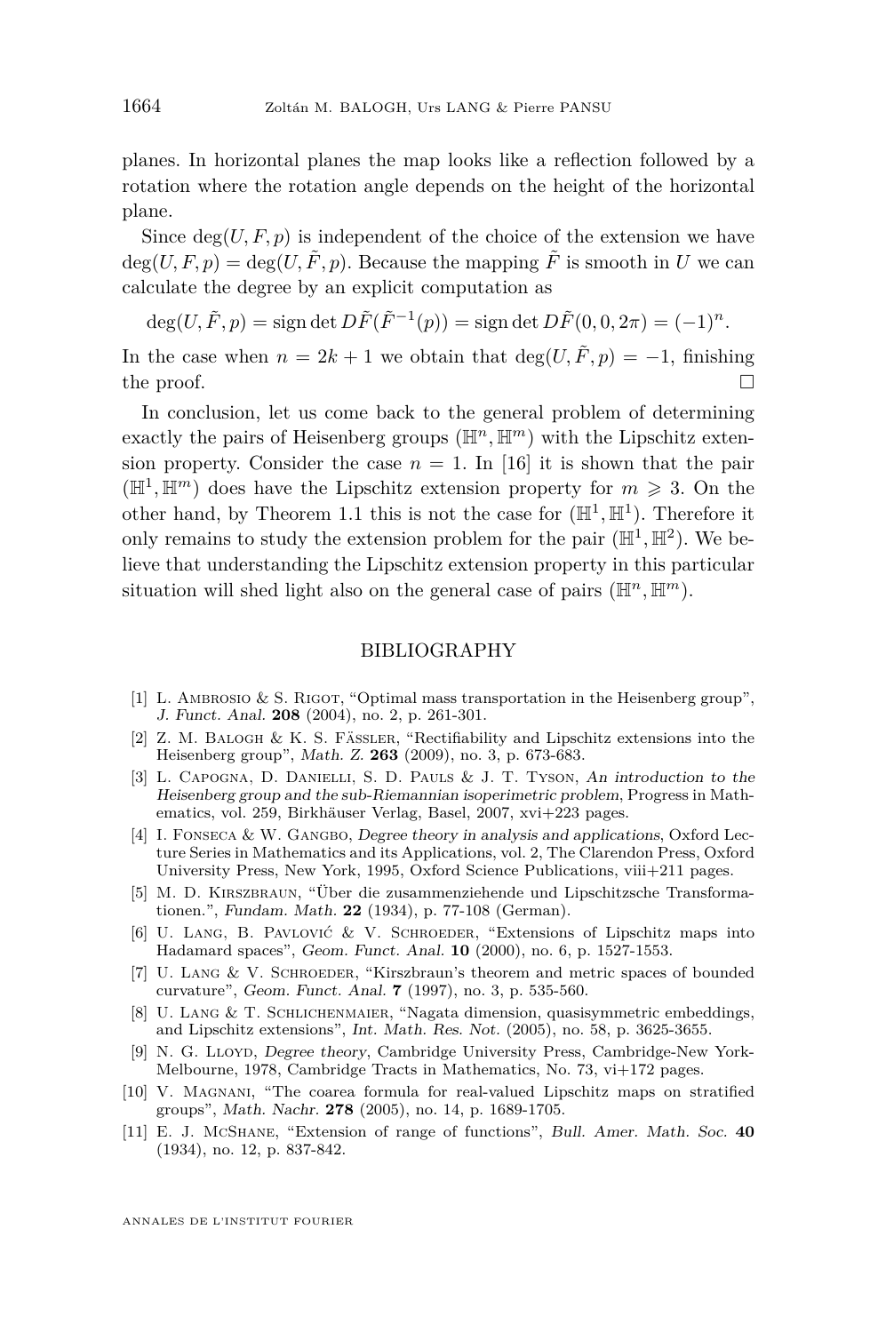planes. In horizontal planes the map looks like a reflection followed by a rotation where the rotation angle depends on the height of the horizontal plane.

Since $\deg(U, F, p)$ is independent of the choice of the extension we have $\deg(U, F, p) = \deg(U, \tilde{F}, p)$. Because the mapping $\tilde{F}$ is smooth in $U$ we can calculate the degree by an explicit computation as

$$\deg(U, \tilde{F}, p) = \operatorname{sign} \det D\tilde{F}(\tilde{F}^{-1}(p)) = \operatorname{sign} \det D\tilde{F}(0, 0, 2\pi) = (-1)^n.$$

In the case when $n = 2k + 1$ we obtain that $\deg(U, \tilde{F}, p) = -1$, finishing the proof. □

In conclusion, let us come back to the general problem of determining exactly the pairs of Heisenberg groups $(\mathbb{H}^n, \mathbb{H}^m)$ with the Lipschitz extension property. Consider the case $n = 1$. In [16] it is shown that the pair $(\mathbb{H}^1, \mathbb{H}^m)$ does have the Lipschitz extension property for $m \geqslant 3$. On the other hand, by Theorem 1.1 this is not the case for $(\mathbb{H}^1, \mathbb{H}^1)$. Therefore it only remains to study the extension problem for the pair $(\mathbb{H}^1, \mathbb{H}^2)$. We believe that understanding the Lipschitz extension property in this particular situation will shed light also on the general case of pairs $(\mathbb{H}^n, \mathbb{H}^m)$.

## BIBLIOGRAPHY

[1] L. Ambrosio & S. Rigot, "Optimal mass transportation in the Heisenberg group", *J. Funct. Anal.* **208** (2004), no. 2, p. 261-301.

[2] Z. M. Balogh & K. S. Fässler, "Rectifiability and Lipschitz extensions into the Heisenberg group", *Math. Z.* **263** (2009), no. 3, p. 673-683.

[3] L. Capogna, D. Danielli, S. D. Pauls & J. T. Tyson, *An introduction to the Heisenberg group and the sub-Riemannian isoperimetric problem*, Progress in Mathematics, vol. 259, Birkhäuser Verlag, Basel, 2007, xvi+223 pages.

[4] I. Fonseca & W. Gangbo, *Degree theory in analysis and applications*, Oxford Lecture Series in Mathematics and its Applications, vol. 2, The Clarendon Press, Oxford University Press, New York, 1995, Oxford Science Publications, viii+211 pages.

[5] M. D. Kirszbraun, "Über die zusammenziehende und Lipschitzsche Transformationen.", *Fundam. Math.* **22** (1934), p. 77-108 (German).

[6] U. Lang, B. Pavlović & V. Schroeder, "Extensions of Lipschitz maps into Hadamard spaces", *Geom. Funct. Anal.* **10** (2000), no. 6, p. 1527-1553.

[7] U. Lang & V. Schroeder, "Kirszbraun's theorem and metric spaces of bounded curvature", *Geom. Funct. Anal.* **7** (1997), no. 3, p. 535-560.

[8] U. Lang & T. Schlichenmaier, "Nagata dimension, quasisymmetric embeddings, and Lipschitz extensions", *Int. Math. Res. Not.* (2005), no. 58, p. 3625-3655.

[9] N. G. Lloyd, *Degree theory*, Cambridge University Press, Cambridge-New York-Melbourne, 1978, Cambridge Tracts in Mathematics, No. 73, vi+172 pages.

[10] V. Magnani, "The coarea formula for real-valued Lipschitz maps on stratified groups", *Math. Nachr.* **278** (2005), no. 14, p. 1689-1705.

[11] E. J. McShane, "Extension of range of functions", *Bull. Amer. Math. Soc.* **40** (1934), no. 12, p. 837-842.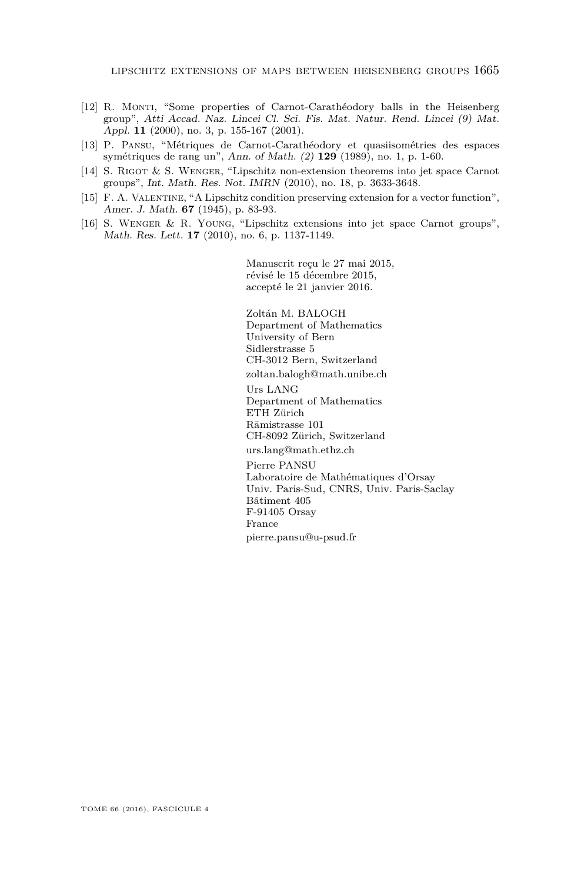[12] R. Monti, "Some properties of Carnot-Carathéodory balls in the Heisenberg group", *Atti Accad. Naz. Lincei Cl. Sci. Fis. Mat. Natur. Rend. Lincei (9) Mat. Appl.* **11** (2000), no. 3, p. 155-167 (2001).

[13] P. Pansu, "Métriques de Carnot-Carathéodory et quasiisométries des espaces symétriques de rang un", *Ann. of Math. (2)* **129** (1989), no. 1, p. 1-60.

[14] S. Rigot & S. Wenger, "Lipschitz non-extension theorems into jet space Carnot groups", *Int. Math. Res. Not. IMRN* (2010), no. 18, p. 3633-3648.

[15] F. A. Valentine, "A Lipschitz condition preserving extension for a vector function", *Amer. J. Math.* **67** (1945), p. 83-93.

[16] S. Wenger & R. Young, "Lipschitz extensions into jet space Carnot groups", *Math. Res. Lett.* **17** (2010), no. 6, p. 1137-1149.

Manuscrit reçu le 27 mai 2015,
révisé le 15 décembre 2015,
accepté le 21 janvier 2016.

Zoltán M. BALOGH
Department of Mathematics
University of Bern
Sidlerstrasse 5
CH-3012 Bern, Switzerland
zoltan.balogh@math.unibe.ch

Urs LANG
Department of Mathematics
ETH Zürich
Rämistrasse 101
CH-8092 Zürich, Switzerland
urs.lang@math.ethz.ch

Pierre PANSU
Laboratoire de Mathématiques d'Orsay
Univ. Paris-Sud, CNRS, Univ. Paris-Saclay
Bâtiment 405
F-91405 Orsay
France
pierre.pansu@u-psud.fr